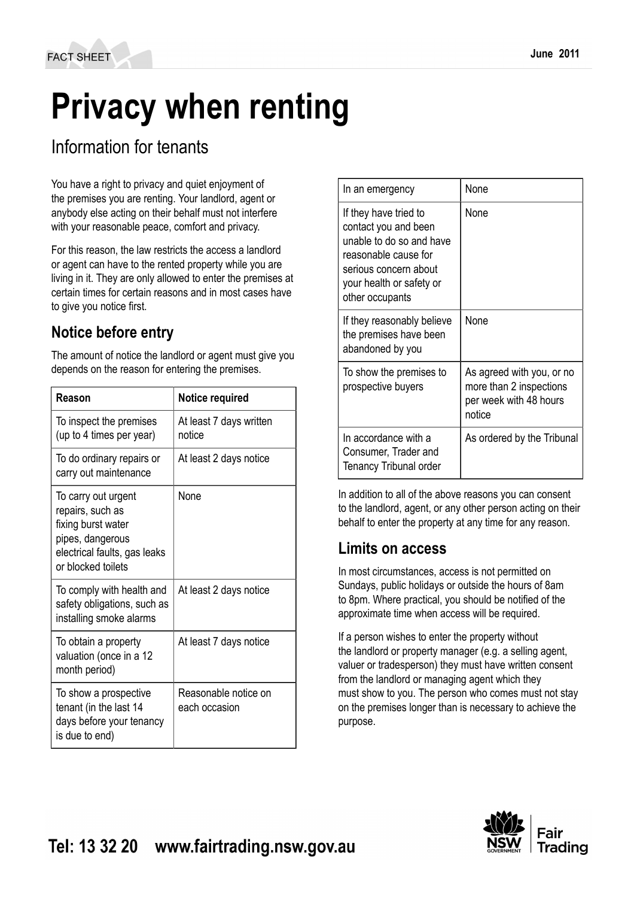FACT SHEET

June 2011

# Privacy when renting

## Information for tenants

You have a right to privacy and quiet enjoyment of the premises you are renting. Your landlord, agent or anybody else acting on their behalf must not interfere with your reasonable peace, comfort and privacy.

For this reason, the law restricts the access a landlord or agent can have to the rented property while you are living in it. They are only allowed to enter the premises at certain times for certain reasons and in most cases have to give you notice first.

### Notice before entry

The amount of notice the landlord or agent must give you depends on the reason for entering the premises.

| Reason | Notice required |
| --- | --- |
| To inspect the premises (up to 4 times per year) | At least 7 days written notice |
| To do ordinary repairs or carry out maintenance | At least 2 days notice |
| To carry out urgent repairs, such as fixing burst water pipes, dangerous electrical faults, gas leaks or blocked toilets | None |
| To comply with health and safety obligations, such as installing smoke alarms | At least 2 days notice |
| To obtain a property valuation (once in a 12 month period) | At least 7 days notice |
| To show a prospective tenant (in the last 14 days before your tenancy is due to end) | Reasonable notice on each occasion |
| In an emergency | None |
| If they have tried to contact you and been unable to do so and have reasonable cause for serious concern about your health or safety or other occupants | None |
| If they reasonably believe the premises have been abandoned by you | None |
| To show the premises to prospective buyers | As agreed with you, or no more than 2 inspections per week with 48 hours notice |
| In accordance with a Consumer, Trader and Tenancy Tribunal order | As ordered by the Tribunal |

In addition to all of the above reasons you can consent to the landlord, agent, or any other person acting on their behalf to enter the property at any time for any reason.

### Limits on access

In most circumstances, access is not permitted on Sundays, public holidays or outside the hours of 8am to 8pm. Where practical, you should be notified of the approximate time when access will be required.

If a person wishes to enter the property without the landlord or property manager (e.g. a selling agent, valuer or tradesperson) they must have written consent from the landlord or managing agent which they must show to you. The person who comes must not stay on the premises longer than is necessary to achieve the purpose.

**Tel: 13 32 20 www.fairtrading.nsw.gov.au**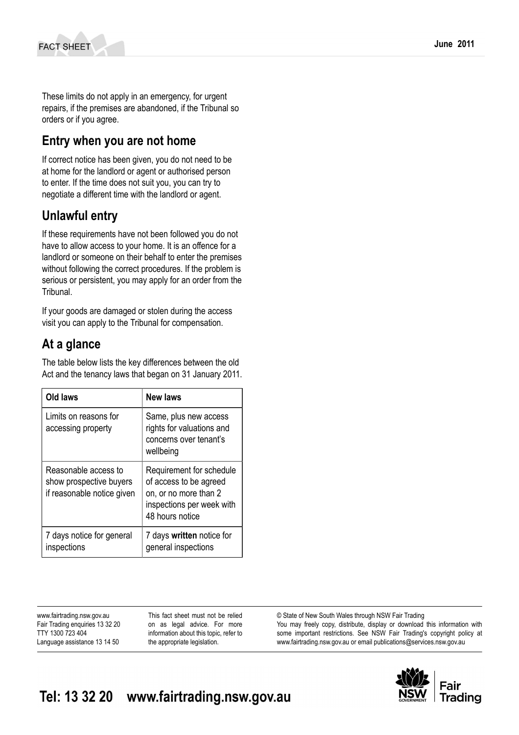These limits do not apply in an emergency, for urgent repairs, if the premises are abandoned, if the Tribunal so orders or if you agree.

## Entry when you are not home

If correct notice has been given, you do not need to be at home for the landlord or agent or authorised person to enter. If the time does not suit you, you can try to negotiate a different time with the landlord or agent.

## Unlawful entry

If these requirements have not been followed you do not have to allow access to your home. It is an offence for a landlord or someone on their behalf to enter the premises without following the correct procedures. If the problem is serious or persistent, you may apply for an order from the Tribunal.

If your goods are damaged or stolen during the access visit you can apply to the Tribunal for compensation.

## At a glance

The table below lists the key differences between the old Act and the tenancy laws that began on 31 January 2011.

| Old laws | New laws |
|---|---|
| Limits on reasons for accessing property | Same, plus new access rights for valuations and concerns over tenant's wellbeing |
| Reasonable access to show prospective buyers if reasonable notice given | Requirement for schedule of access to be agreed on, or no more than 2 inspections per week with 48 hours notice |
| 7 days notice for general inspections | 7 days **written** notice for general inspections |

www.fairtrading.nsw.gov.au
Fair Trading enquiries 13 32 20
TTY 1300 723 404
Language assistance 13 14 50

This fact sheet must not be relied on as legal advice. For more information about this topic, refer to the appropriate legislation.

© State of New South Wales through NSW Fair Trading
You may freely copy, distribute, display or download this information with some important restrictions. See NSW Fair Trading's copyright policy at www.fairtrading.nsw.gov.au or email publications@services.nsw.gov.au

**Tel: 13 32 20 www.fairtrading.nsw.gov.au**